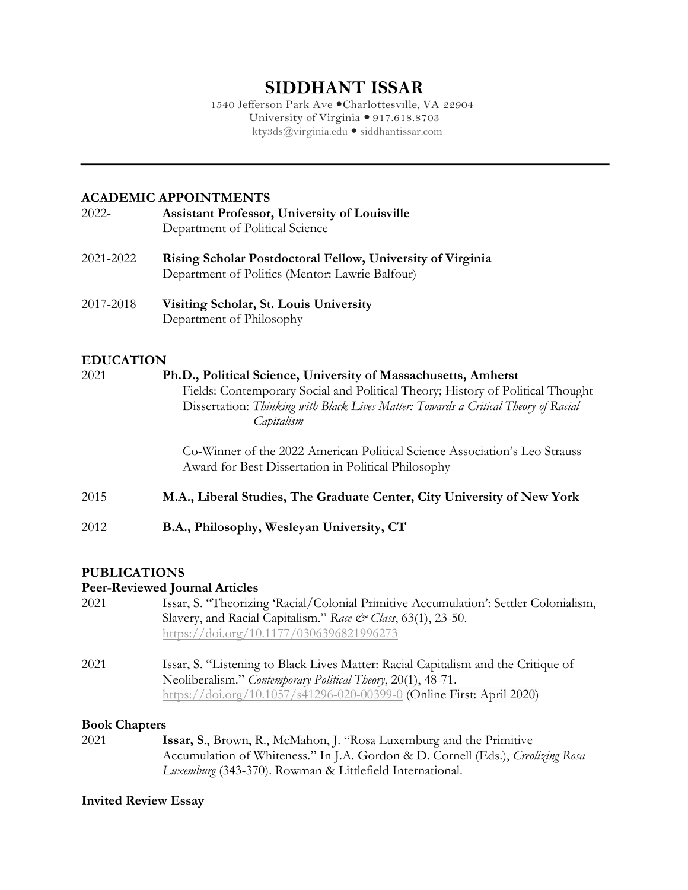# SIDDHANT ISSAR

1540 Jefferson Park Ave •Charlottesville, VA 22904
University of Virginia • 917.618.8703
kty3ds@virginia.edu • siddhantissar.com

---

## ACADEMIC APPOINTMENTS

2022- **Assistant Professor, University of Louisville**
Department of Political Science

2021-2022 **Rising Scholar Postdoctoral Fellow, University of Virginia**
Department of Politics (Mentor: Lawrie Balfour)

2017-2018 **Visiting Scholar, St. Louis University**
Department of Philosophy

## EDUCATION

2021 **Ph.D., Political Science, University of Massachusetts, Amherst**
Fields: Contemporary Social and Political Theory; History of Political Thought
Dissertation: *Thinking with Black Lives Matter: Towards a Critical Theory of Racial Capitalism*

Co-Winner of the 2022 American Political Science Association's Leo Strauss Award for Best Dissertation in Political Philosophy

2015 **M.A., Liberal Studies, The Graduate Center, City University of New York**

2012 **B.A., Philosophy, Wesleyan University, CT**

## PUBLICATIONS

### Peer-Reviewed Journal Articles

2021 Issar, S. "Theorizing 'Racial/Colonial Primitive Accumulation': Settler Colonialism, Slavery, and Racial Capitalism." *Race & Class*, 63(1), 23-50. https://doi.org/10.1177/0306396821996273

2021 Issar, S. "Listening to Black Lives Matter: Racial Capitalism and the Critique of Neoliberalism." *Contemporary Political Theory*, 20(1), 48-71. https://doi.org/10.1057/s41296-020-00399-0 (Online First: April 2020)

### Book Chapters

2021 **Issar, S**., Brown, R., McMahon, J. "Rosa Luxemburg and the Primitive Accumulation of Whiteness." In J.A. Gordon & D. Cornell (Eds.), *Creolizing Rosa Luxemburg* (343-370). Rowman & Littlefield International.

### Invited Review Essay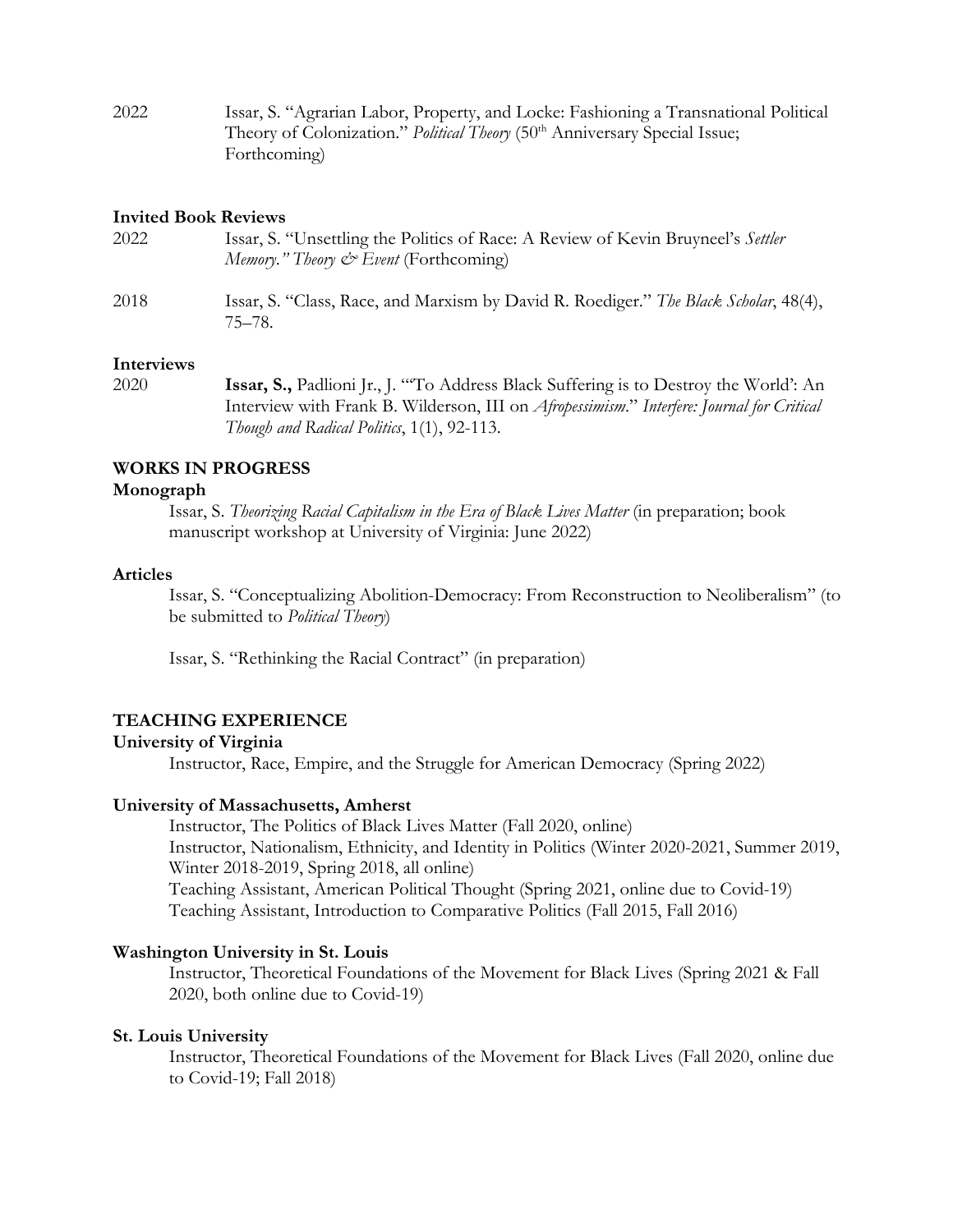2022 Issar, S. "Agrarian Labor, Property, and Locke: Fashioning a Transnational Political Theory of Colonization." *Political Theory* (50th Anniversary Special Issue; Forthcoming)

**Invited Book Reviews**

2022 Issar, S. "Unsettling the Politics of Race: A Review of Kevin Bruyneel's *Settler Memory." Theory & Event* (Forthcoming)

2018 Issar, S. "Class, Race, and Marxism by David R. Roediger." *The Black Scholar*, 48(4), 75–78.

**Interviews**

2020 **Issar, S.,** Padlioni Jr., J. "'To Address Black Suffering is to Destroy the World': An Interview with Frank B. Wilderson, III on *Afropessimism*." *Interfere: Journal for Critical Though and Radical Politics*, 1(1), 92-113.

## WORKS IN PROGRESS

**Monograph**

Issar, S. *Theorizing Racial Capitalism in the Era of Black Lives Matter* (in preparation; book manuscript workshop at University of Virginia: June 2022)

**Articles**

Issar, S. "Conceptualizing Abolition-Democracy: From Reconstruction to Neoliberalism" (to be submitted to *Political Theory*)

Issar, S. "Rethinking the Racial Contract" (in preparation)

## TEACHING EXPERIENCE

**University of Virginia**

Instructor, Race, Empire, and the Struggle for American Democracy (Spring 2022)

**University of Massachusetts, Amherst**

Instructor, The Politics of Black Lives Matter (Fall 2020, online)
Instructor, Nationalism, Ethnicity, and Identity in Politics (Winter 2020-2021, Summer 2019, Winter 2018-2019, Spring 2018, all online)
Teaching Assistant, American Political Thought (Spring 2021, online due to Covid-19)
Teaching Assistant, Introduction to Comparative Politics (Fall 2015, Fall 2016)

**Washington University in St. Louis**

Instructor, Theoretical Foundations of the Movement for Black Lives (Spring 2021 & Fall 2020, both online due to Covid-19)

**St. Louis University**

Instructor, Theoretical Foundations of the Movement for Black Lives (Fall 2020, online due to Covid-19; Fall 2018)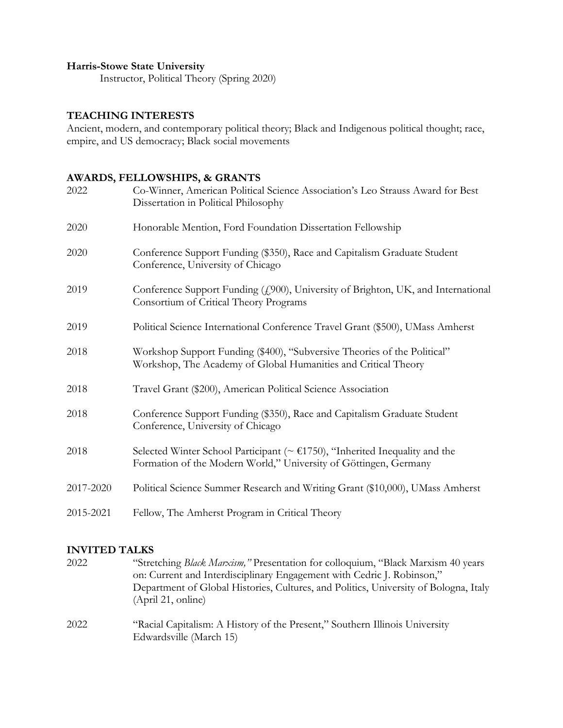**Harris-Stowe State University**
Instructor, Political Theory (Spring 2020)

## TEACHING INTERESTS

Ancient, modern, and contemporary political theory; Black and Indigenous political thought; race, empire, and US democracy; Black social movements

## AWARDS, FELLOWSHIPS, & GRANTS

2022 — Co-Winner, American Political Science Association's Leo Strauss Award for Best Dissertation in Political Philosophy

2020 — Honorable Mention, Ford Foundation Dissertation Fellowship

2020 — Conference Support Funding ($350), Race and Capitalism Graduate Student Conference, University of Chicago

2019 — Conference Support Funding (£900), University of Brighton, UK, and International Consortium of Critical Theory Programs

2019 — Political Science International Conference Travel Grant ($500), UMass Amherst

2018 — Workshop Support Funding ($400), "Subversive Theories of the Political" Workshop, The Academy of Global Humanities and Critical Theory

2018 — Travel Grant ($200), American Political Science Association

2018 — Conference Support Funding ($350), Race and Capitalism Graduate Student Conference, University of Chicago

2018 — Selected Winter School Participant (~ €1750), "Inherited Inequality and the Formation of the Modern World," University of Göttingen, Germany

2017-2020 — Political Science Summer Research and Writing Grant ($10,000), UMass Amherst

2015-2021 — Fellow, The Amherst Program in Critical Theory

## INVITED TALKS

2022 — "Stretching *Black Marxism,"* Presentation for colloquium, "Black Marxism 40 years on: Current and Interdisciplinary Engagement with Cedric J. Robinson," Department of Global Histories, Cultures, and Politics, University of Bologna, Italy (April 21, online)

2022 — "Racial Capitalism: A History of the Present," Southern Illinois University Edwardsville (March 15)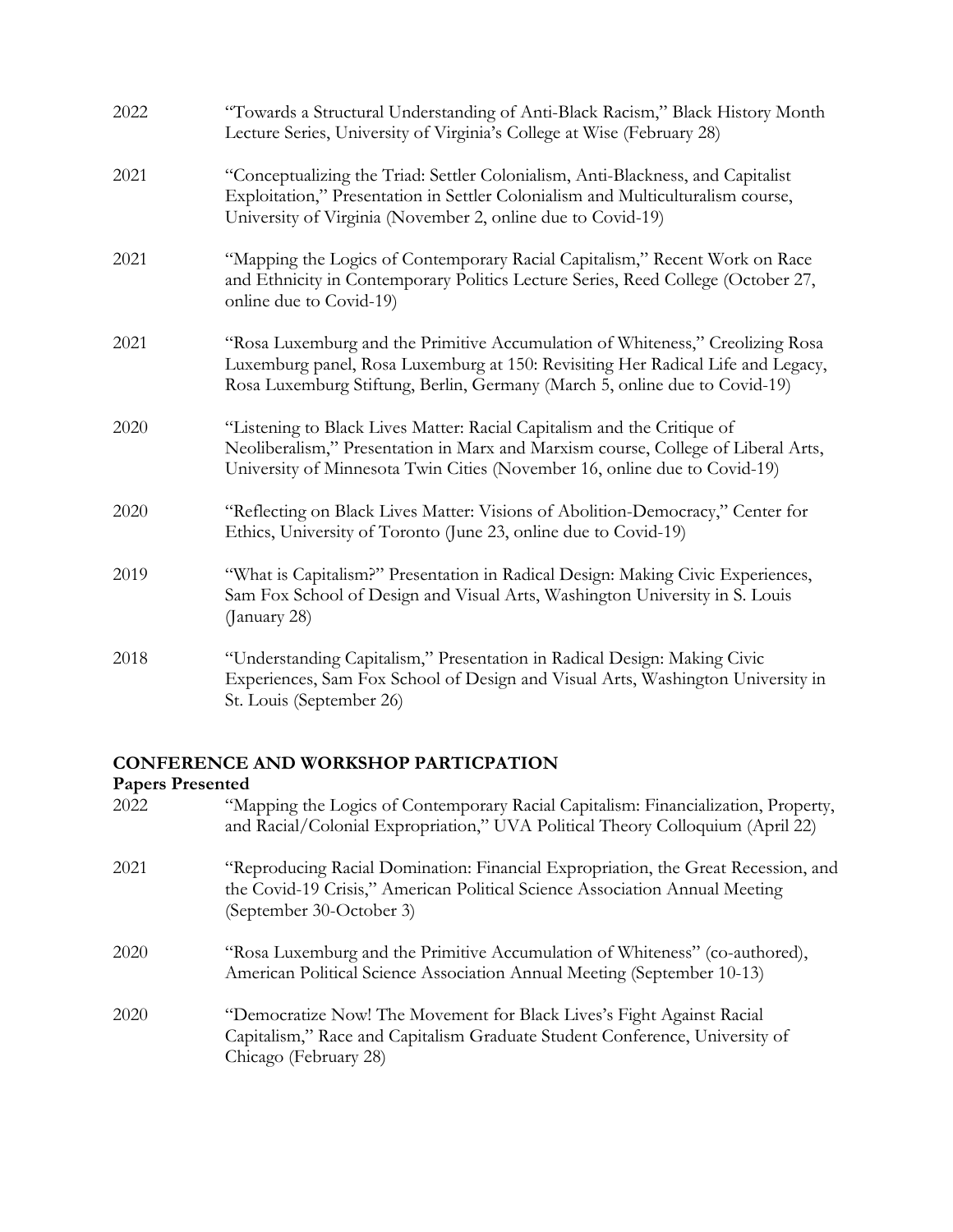2022 "Towards a Structural Understanding of Anti-Black Racism," Black History Month Lecture Series, University of Virginia's College at Wise (February 28)

2021 "Conceptualizing the Triad: Settler Colonialism, Anti-Blackness, and Capitalist Exploitation," Presentation in Settler Colonialism and Multiculturalism course, University of Virginia (November 2, online due to Covid-19)

2021 "Mapping the Logics of Contemporary Racial Capitalism," Recent Work on Race and Ethnicity in Contemporary Politics Lecture Series, Reed College (October 27, online due to Covid-19)

2021 "Rosa Luxemburg and the Primitive Accumulation of Whiteness," Creolizing Rosa Luxemburg panel, Rosa Luxemburg at 150: Revisiting Her Radical Life and Legacy, Rosa Luxemburg Stiftung, Berlin, Germany (March 5, online due to Covid-19)

2020 "Listening to Black Lives Matter: Racial Capitalism and the Critique of Neoliberalism," Presentation in Marx and Marxism course, College of Liberal Arts, University of Minnesota Twin Cities (November 16, online due to Covid-19)

2020 "Reflecting on Black Lives Matter: Visions of Abolition-Democracy," Center for Ethics, University of Toronto (June 23, online due to Covid-19)

2019 "What is Capitalism?" Presentation in Radical Design: Making Civic Experiences, Sam Fox School of Design and Visual Arts, Washington University in S. Louis (January 28)

2018 "Understanding Capitalism," Presentation in Radical Design: Making Civic Experiences, Sam Fox School of Design and Visual Arts, Washington University in St. Louis (September 26)

## CONFERENCE AND WORKSHOP PARTICPATION

### Papers Presented

2022 "Mapping the Logics of Contemporary Racial Capitalism: Financialization, Property, and Racial/Colonial Expropriation," UVA Political Theory Colloquium (April 22)

2021 "Reproducing Racial Domination: Financial Expropriation, the Great Recession, and the Covid-19 Crisis," American Political Science Association Annual Meeting (September 30-October 3)

2020 "Rosa Luxemburg and the Primitive Accumulation of Whiteness" (co-authored), American Political Science Association Annual Meeting (September 10-13)

2020 "Democratize Now! The Movement for Black Lives's Fight Against Racial Capitalism," Race and Capitalism Graduate Student Conference, University of Chicago (February 28)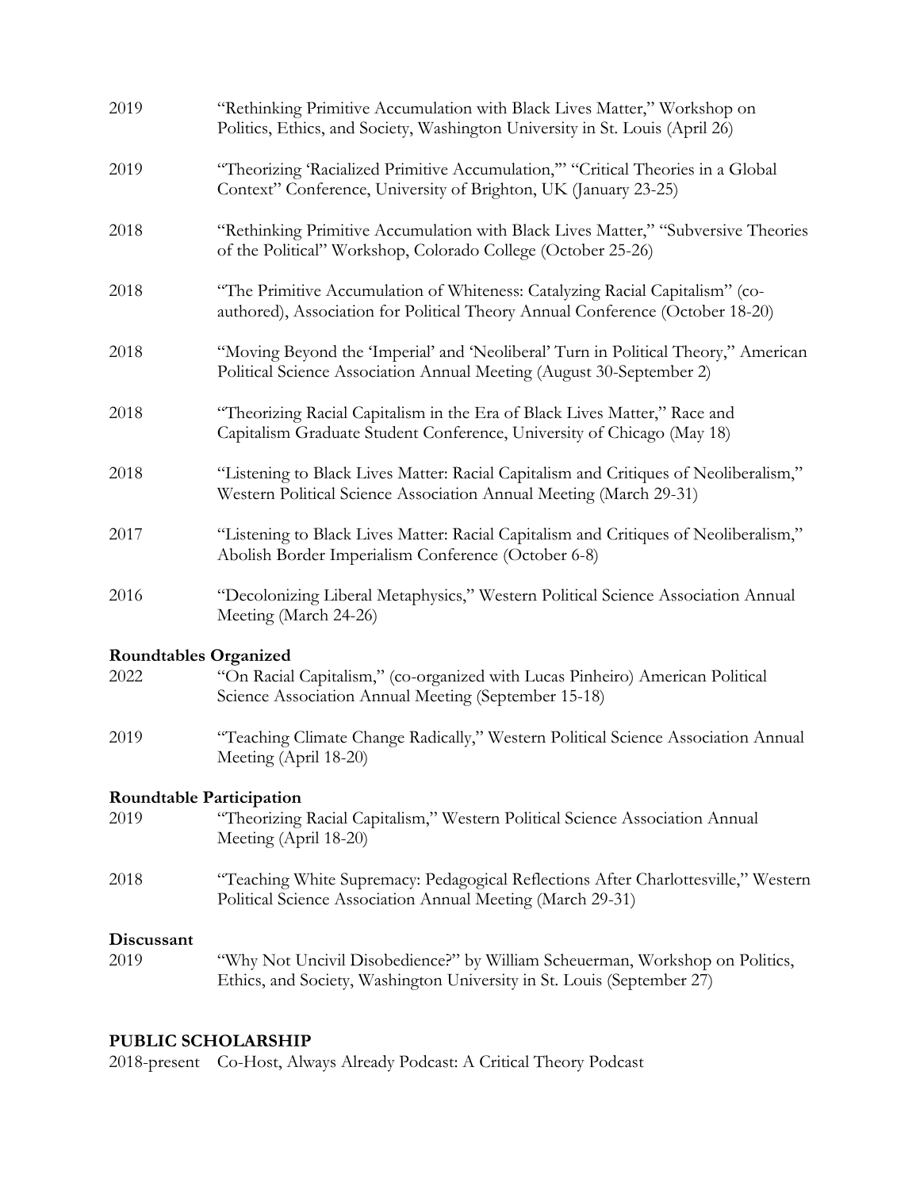2019 "Rethinking Primitive Accumulation with Black Lives Matter," Workshop on Politics, Ethics, and Society, Washington University in St. Louis (April 26)

2019 "Theorizing 'Racialized Primitive Accumulation,'" "Critical Theories in a Global Context" Conference, University of Brighton, UK (January 23-25)

2018 "Rethinking Primitive Accumulation with Black Lives Matter," "Subversive Theories of the Political" Workshop, Colorado College (October 25-26)

2018 "The Primitive Accumulation of Whiteness: Catalyzing Racial Capitalism" (co-authored), Association for Political Theory Annual Conference (October 18-20)

2018 "Moving Beyond the 'Imperial' and 'Neoliberal' Turn in Political Theory," American Political Science Association Annual Meeting (August 30-September 2)

2018 "Theorizing Racial Capitalism in the Era of Black Lives Matter," Race and Capitalism Graduate Student Conference, University of Chicago (May 18)

2018 "Listening to Black Lives Matter: Racial Capitalism and Critiques of Neoliberalism," Western Political Science Association Annual Meeting (March 29-31)

2017 "Listening to Black Lives Matter: Racial Capitalism and Critiques of Neoliberalism," Abolish Border Imperialism Conference (October 6-8)

2016 "Decolonizing Liberal Metaphysics," Western Political Science Association Annual Meeting (March 24-26)

**Roundtables Organized**

2022 "On Racial Capitalism," (co-organized with Lucas Pinheiro) American Political Science Association Annual Meeting (September 15-18)

2019 "Teaching Climate Change Radically," Western Political Science Association Annual Meeting (April 18-20)

**Roundtable Participation**

2019 "Theorizing Racial Capitalism," Western Political Science Association Annual Meeting (April 18-20)

2018 "Teaching White Supremacy: Pedagogical Reflections After Charlottesville," Western Political Science Association Annual Meeting (March 29-31)

**Discussant**

2019 "Why Not Uncivil Disobedience?" by William Scheuerman, Workshop on Politics, Ethics, and Society, Washington University in St. Louis (September 27)

## PUBLIC SCHOLARSHIP

2018-present Co-Host, Always Already Podcast: A Critical Theory Podcast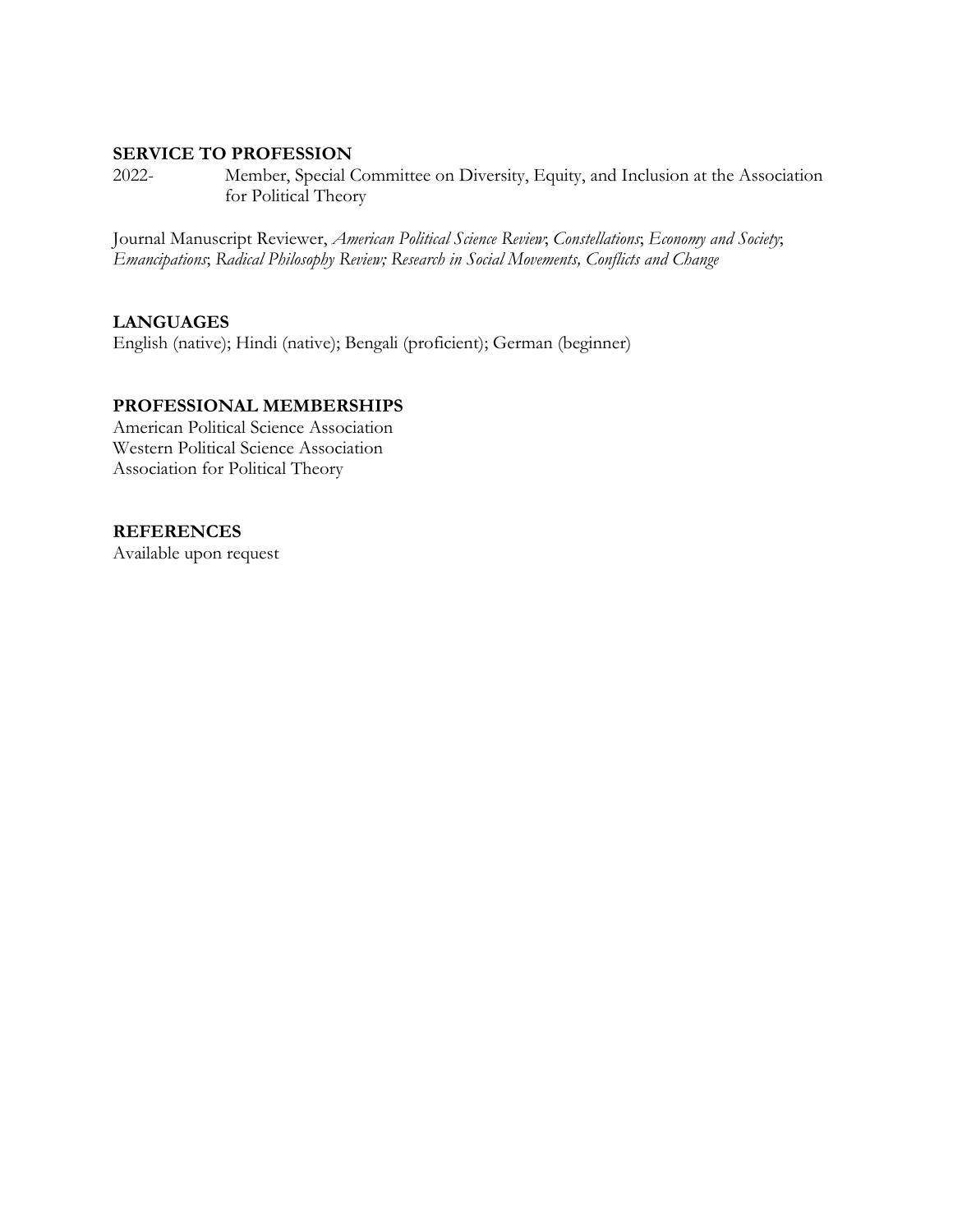## SERVICE TO PROFESSION

2022- Member, Special Committee on Diversity, Equity, and Inclusion at the Association for Political Theory

Journal Manuscript Reviewer, *American Political Science Review*; *Constellations*; *Economy and Society*; *Emancipations*; *Radical Philosophy Review; Research in Social Movements, Conflicts and Change*

## LANGUAGES

English (native); Hindi (native); Bengali (proficient); German (beginner)

## PROFESSIONAL MEMBERSHIPS

American Political Science Association
Western Political Science Association
Association for Political Theory

## REFERENCES

Available upon request